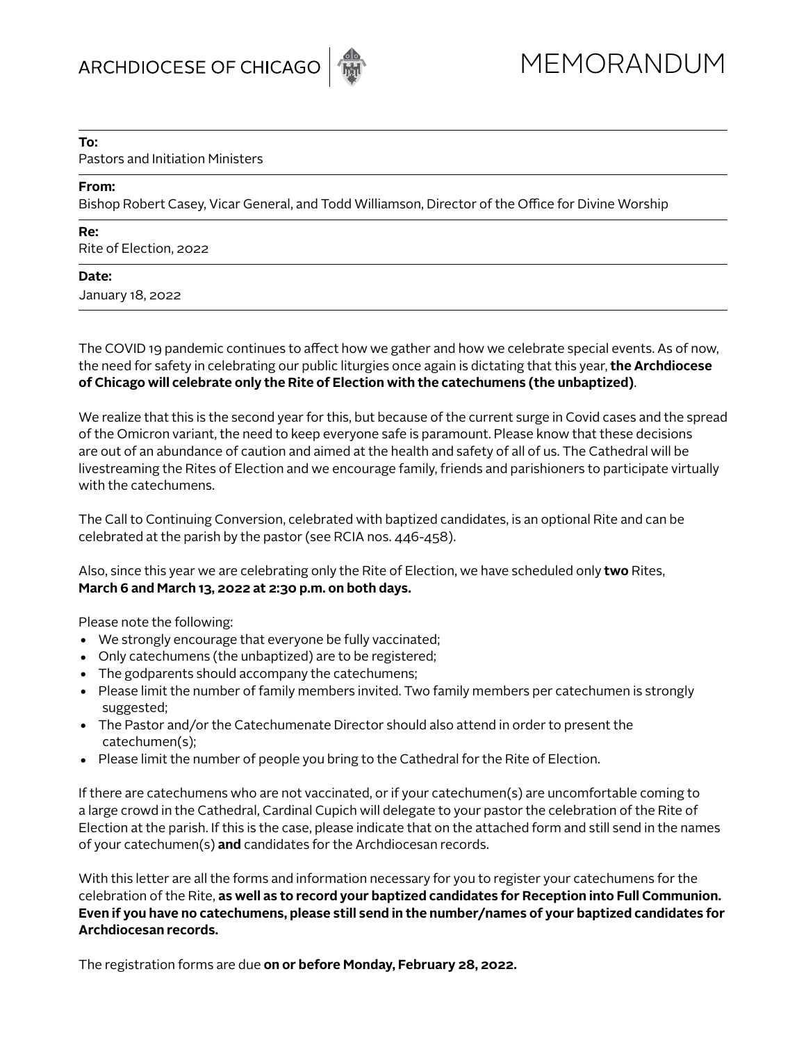ARCHDIOCESE OF CHICAGO

# MEMORANDUM

**To:**
Pastors and Initiation Ministers

**From:**
Bishop Robert Casey, Vicar General, and Todd Williamson, Director of the Office for Divine Worship

**Re:**
Rite of Election, 2022

**Date:**
January 18, 2022

The COVID 19 pandemic continues to affect how we gather and how we celebrate special events. As of now, the need for safety in celebrating our public liturgies once again is dictating that this year, **the Archdiocese of Chicago will celebrate only the Rite of Election with the catechumens (the unbaptized)**.

We realize that this is the second year for this, but because of the current surge in Covid cases and the spread of the Omicron variant, the need to keep everyone safe is paramount. Please know that these decisions are out of an abundance of caution and aimed at the health and safety of all of us. The Cathedral will be livestreaming the Rites of Election and we encourage family, friends and parishioners to participate virtually with the catechumens.

The Call to Continuing Conversion, celebrated with baptized candidates, is an optional Rite and can be celebrated at the parish by the pastor (see RCIA nos. 446-458).

Also, since this year we are celebrating only the Rite of Election, we have scheduled only **two** Rites, **March 6 and March 13, 2022 at 2:30 p.m. on both days.**

Please note the following:

- We strongly encourage that everyone be fully vaccinated;
- Only catechumens (the unbaptized) are to be registered;
- The godparents should accompany the catechumens;
- Please limit the number of family members invited. Two family members per catechumen is strongly suggested;
- The Pastor and/or the Catechumenate Director should also attend in order to present the catechumen(s);
- Please limit the number of people you bring to the Cathedral for the Rite of Election.

If there are catechumens who are not vaccinated, or if your catechumen(s) are uncomfortable coming to a large crowd in the Cathedral, Cardinal Cupich will delegate to your pastor the celebration of the Rite of Election at the parish. If this is the case, please indicate that on the attached form and still send in the names of your catechumen(s) **and** candidates for the Archdiocesan records.

With this letter are all the forms and information necessary for you to register your catechumens for the celebration of the Rite, **as well as to record your baptized candidates for Reception into Full Communion. Even if you have no catechumens, please still send in the number/names of your baptized candidates for Archdiocesan records.**

The registration forms are due **on or before Monday, February 28, 2022.**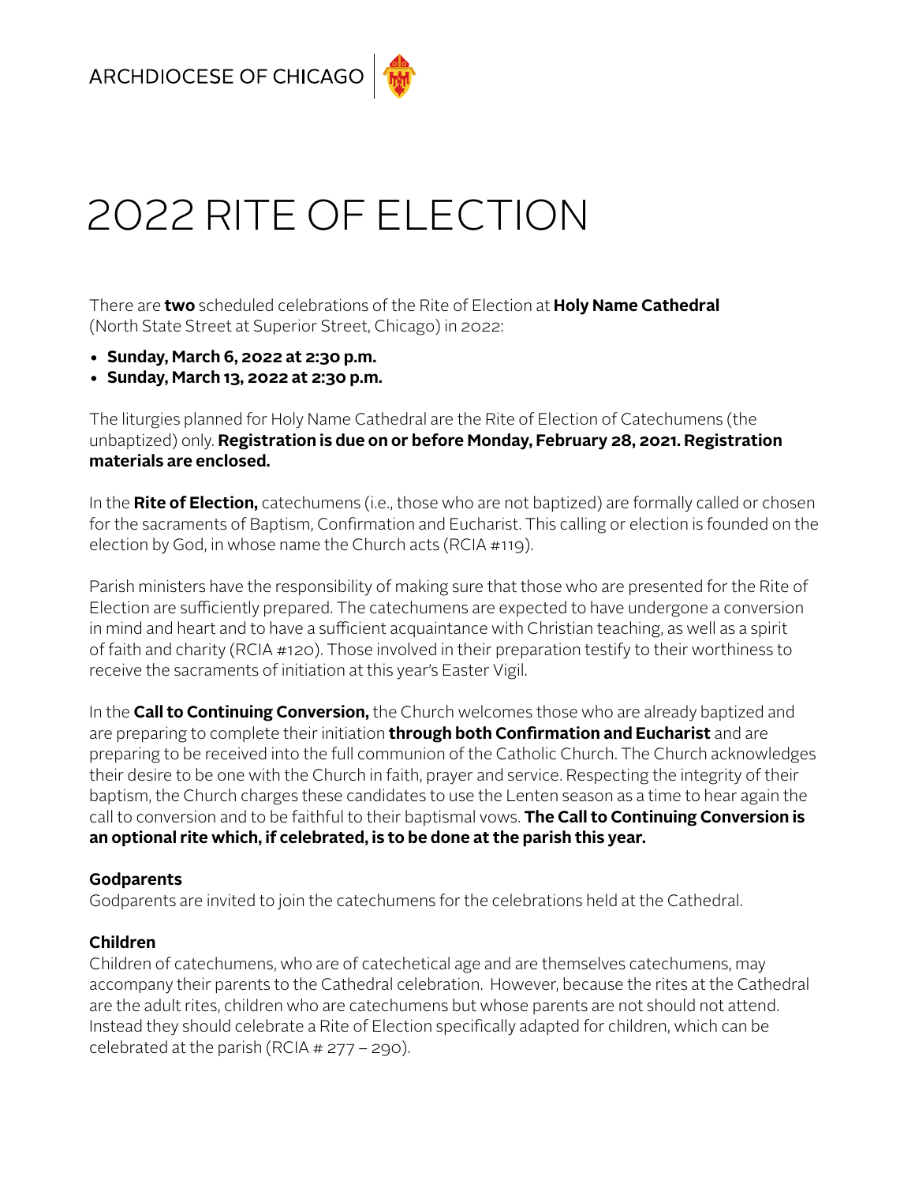ARCHDIOCESE OF CHICAGO

# 2022 RITE OF ELECTION

There are **two** scheduled celebrations of the Rite of Election at **Holy Name Cathedral** (North State Street at Superior Street, Chicago) in 2022:

- **Sunday, March 6, 2022 at 2:30 p.m.**
- **Sunday, March 13, 2022 at 2:30 p.m.**

The liturgies planned for Holy Name Cathedral are the Rite of Election of Catechumens (the unbaptized) only. **Registration is due on or before Monday, February 28, 2021. Registration materials are enclosed.**

In the **Rite of Election,** catechumens (i.e., those who are not baptized) are formally called or chosen for the sacraments of Baptism, Confirmation and Eucharist. This calling or election is founded on the election by God, in whose name the Church acts (RCIA #119).

Parish ministers have the responsibility of making sure that those who are presented for the Rite of Election are sufficiently prepared. The catechumens are expected to have undergone a conversion in mind and heart and to have a sufficient acquaintance with Christian teaching, as well as a spirit of faith and charity (RCIA #120). Those involved in their preparation testify to their worthiness to receive the sacraments of initiation at this year's Easter Vigil.

In the **Call to Continuing Conversion,** the Church welcomes those who are already baptized and are preparing to complete their initiation **through both Confirmation and Eucharist** and are preparing to be received into the full communion of the Catholic Church. The Church acknowledges their desire to be one with the Church in faith, prayer and service. Respecting the integrity of their baptism, the Church charges these candidates to use the Lenten season as a time to hear again the call to conversion and to be faithful to their baptismal vows. **The Call to Continuing Conversion is an optional rite which, if celebrated, is to be done at the parish this year.**

### Godparents

Godparents are invited to join the catechumens for the celebrations held at the Cathedral.

### Children

Children of catechumens, who are of catechetical age and are themselves catechumens, may accompany their parents to the Cathedral celebration. However, because the rites at the Cathedral are the adult rites, children who are catechumens but whose parents are not should not attend. Instead they should celebrate a Rite of Election specifically adapted for children, which can be celebrated at the parish (RCIA # 277 – 290).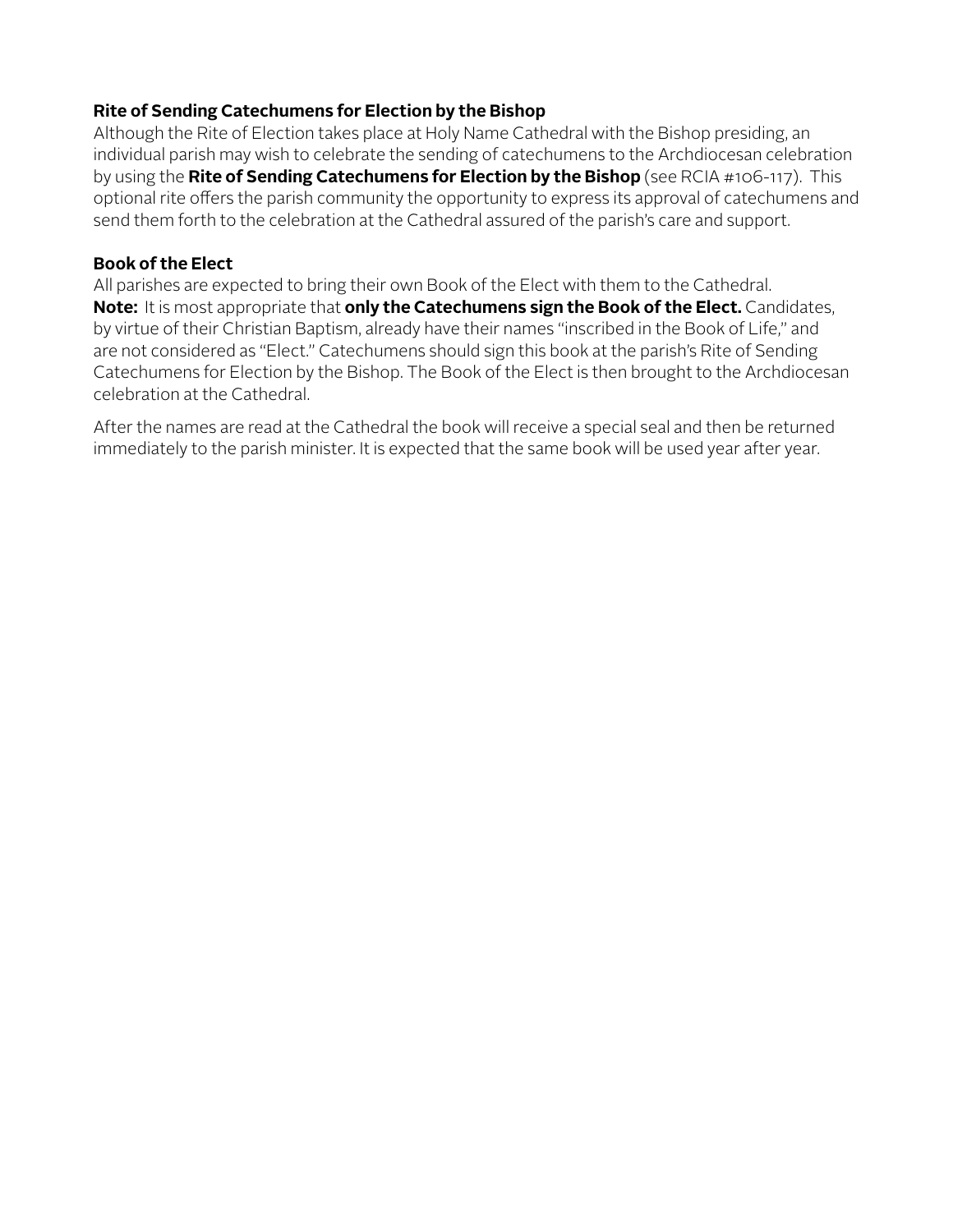**Rite of Sending Catechumens for Election by the Bishop**

Although the Rite of Election takes place at Holy Name Cathedral with the Bishop presiding, an individual parish may wish to celebrate the sending of catechumens to the Archdiocesan celebration by using the **Rite of Sending Catechumens for Election by the Bishop** (see RCIA #106-117). This optional rite offers the parish community the opportunity to express its approval of catechumens and send them forth to the celebration at the Cathedral assured of the parish's care and support.

**Book of the Elect**

All parishes are expected to bring their own Book of the Elect with them to the Cathedral.

**Note:** It is most appropriate that **only the Catechumens sign the Book of the Elect.** Candidates, by virtue of their Christian Baptism, already have their names "inscribed in the Book of Life," and are not considered as "Elect." Catechumens should sign this book at the parish's Rite of Sending Catechumens for Election by the Bishop. The Book of the Elect is then brought to the Archdiocesan celebration at the Cathedral.

After the names are read at the Cathedral the book will receive a special seal and then be returned immediately to the parish minister. It is expected that the same book will be used year after year.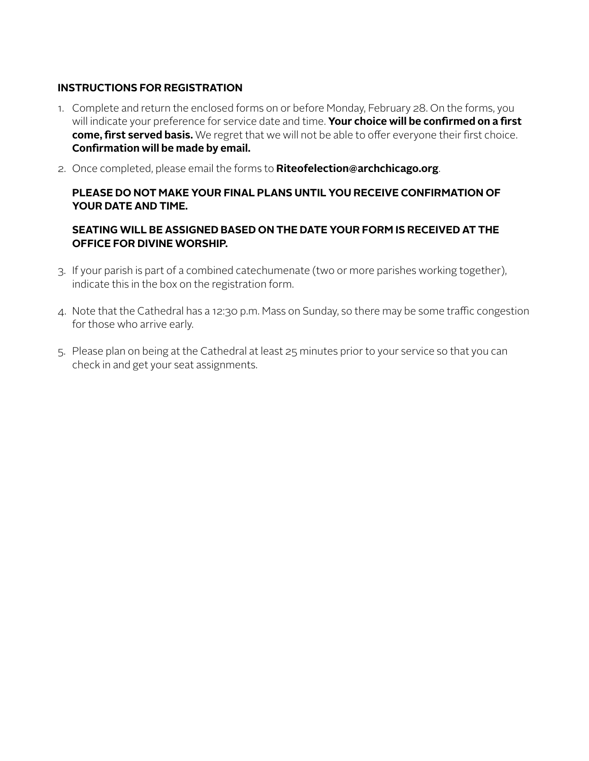## INSTRUCTIONS FOR REGISTRATION

1. Complete and return the enclosed forms on or before Monday, February 28. On the forms, you will indicate your preference for service date and time. **Your choice will be confirmed on a first come, first served basis.** We regret that we will not be able to offer everyone their first choice. **Confirmation will be made by email.**

2. Once completed, please email the forms to **Riteofelection@archchicago.org**.

   **PLEASE DO NOT MAKE YOUR FINAL PLANS UNTIL YOU RECEIVE CONFIRMATION OF YOUR DATE AND TIME.**

   **SEATING WILL BE ASSIGNED BASED ON THE DATE YOUR FORM IS RECEIVED AT THE OFFICE FOR DIVINE WORSHIP.**

3. If your parish is part of a combined catechumenate (two or more parishes working together), indicate this in the box on the registration form.

4. Note that the Cathedral has a 12:30 p.m. Mass on Sunday, so there may be some traffic congestion for those who arrive early.

5. Please plan on being at the Cathedral at least 25 minutes prior to your service so that you can check in and get your seat assignments.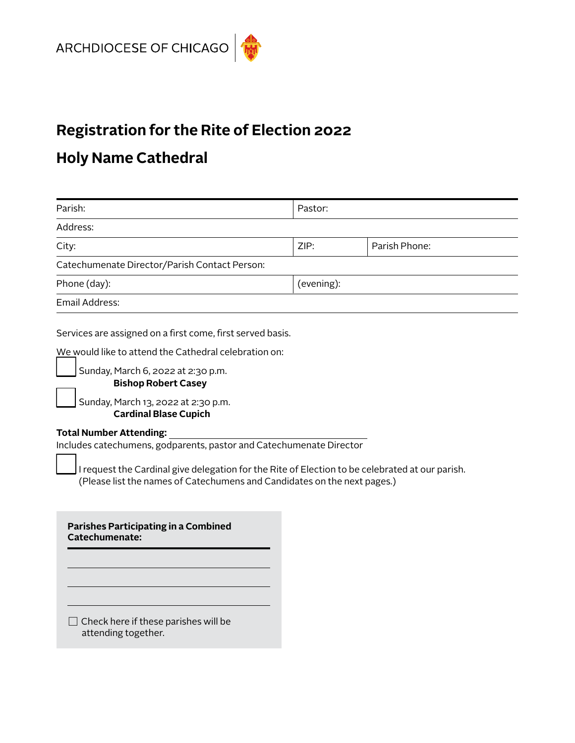ARCHDIOCESE OF CHICAGO

# Registration for the Rite of Election 2022

## Holy Name Cathedral

| Parish: | Pastor: | |
|---|---|---|
| Address: | | |
| City: | ZIP: | Parish Phone: |
| Catechumenate Director/Parish Contact Person: | | |
| Phone (day): | (evening): | |
| Email Address: | | |

Services are assigned on a first come, first served basis.

We would like to attend the Cathedral celebration on:

☐ Sunday, March 6, 2022 at 2:30 p.m.
**Bishop Robert Casey**

☐ Sunday, March 13, 2022 at 2:30 p.m.
**Cardinal Blase Cupich**

**Total Number Attending:** ______________________________
Includes catechumens, godparents, pastor and Catechumenate Director

☐ I request the Cardinal give delegation for the Rite of Election to be celebrated at our parish. (Please list the names of Catechumens and Candidates on the next pages.)

**Parishes Participating in a Combined Catechumenate:**

______________________________

______________________________

______________________________

☐ Check here if these parishes will be attending together.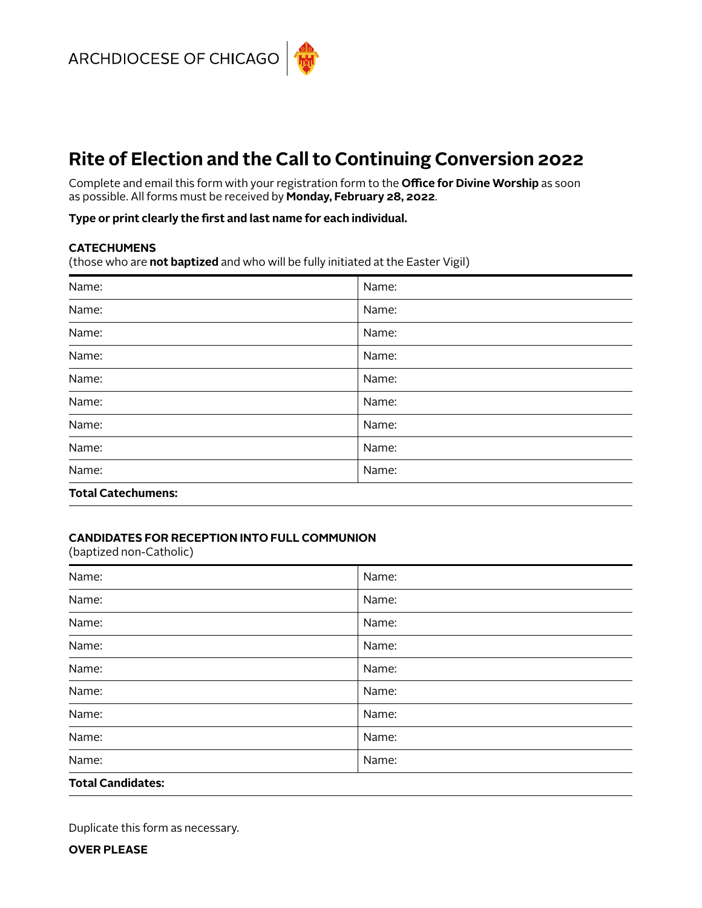ARCHDIOCESE OF CHICAGO

# Rite of Election and the Call to Continuing Conversion 2022

Complete and email this form with your registration form to the **Office for Divine Worship** as soon as possible. All forms must be received by **Monday, February 28, 2022**.

**Type or print clearly the first and last name for each individual.**

**CATECHUMENS**
(those who are **not baptized** and who will be fully initiated at the Easter Vigil)

| Name: | Name: |
|---|---|
| Name: | Name: |
| Name: | Name: |
| Name: | Name: |
| Name: | Name: |
| Name: | Name: |
| Name: | Name: |
| Name: | Name: |
| Name: | Name: |
| **Total Catechumens:** | |

**CANDIDATES FOR RECEPTION INTO FULL COMMUNION**
(baptized non-Catholic)

| Name: | Name: |
|---|---|
| Name: | Name: |
| Name: | Name: |
| Name: | Name: |
| Name: | Name: |
| Name: | Name: |
| Name: | Name: |
| Name: | Name: |
| Name: | Name: |
| **Total Candidates:** | |

Duplicate this form as necessary.

**OVER PLEASE**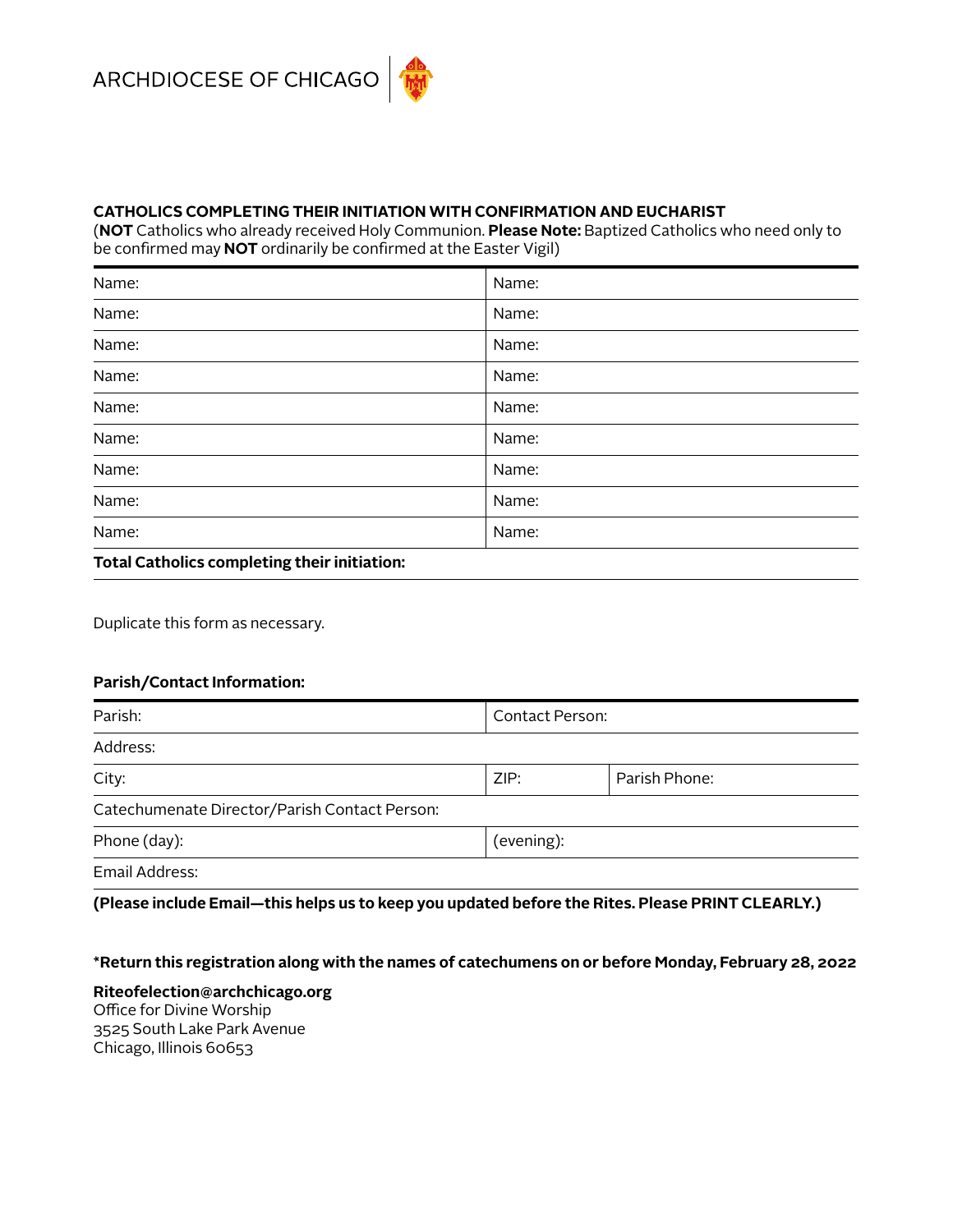ARCHDIOCESE OF CHICAGO

**CATHOLICS COMPLETING THEIR INITIATION WITH CONFIRMATION AND EUCHARIST**
(**NOT** Catholics who already received Holy Communion. **Please Note:** Baptized Catholics who need only to be confirmed may **NOT** ordinarily be confirmed at the Easter Vigil)

| | |
|---|---|
| Name: | Name: |
| Name: | Name: |
| Name: | Name: |
| Name: | Name: |
| Name: | Name: |
| Name: | Name: |
| Name: | Name: |
| Name: | Name: |
| Name: | Name: |
| **Total Catholics completing their initiation:** | |

Duplicate this form as necessary.

**Parish/Contact Information:**

| | | |
|---|---|---|
| Parish: | Contact Person: | |
| Address: | | |
| City: | ZIP: | Parish Phone: |
| Catechumenate Director/Parish Contact Person: | | |
| Phone (day): | (evening): | |
| Email Address: | | |

**(Please include Email—this helps us to keep you updated before the Rites. Please PRINT CLEARLY.)**

**\*Return this registration along with the names of catechumens on or before Monday, February 28, 2022**

**Riteofelection@archchicago.org**
Office for Divine Worship
3525 South Lake Park Avenue
Chicago, Illinois 60653